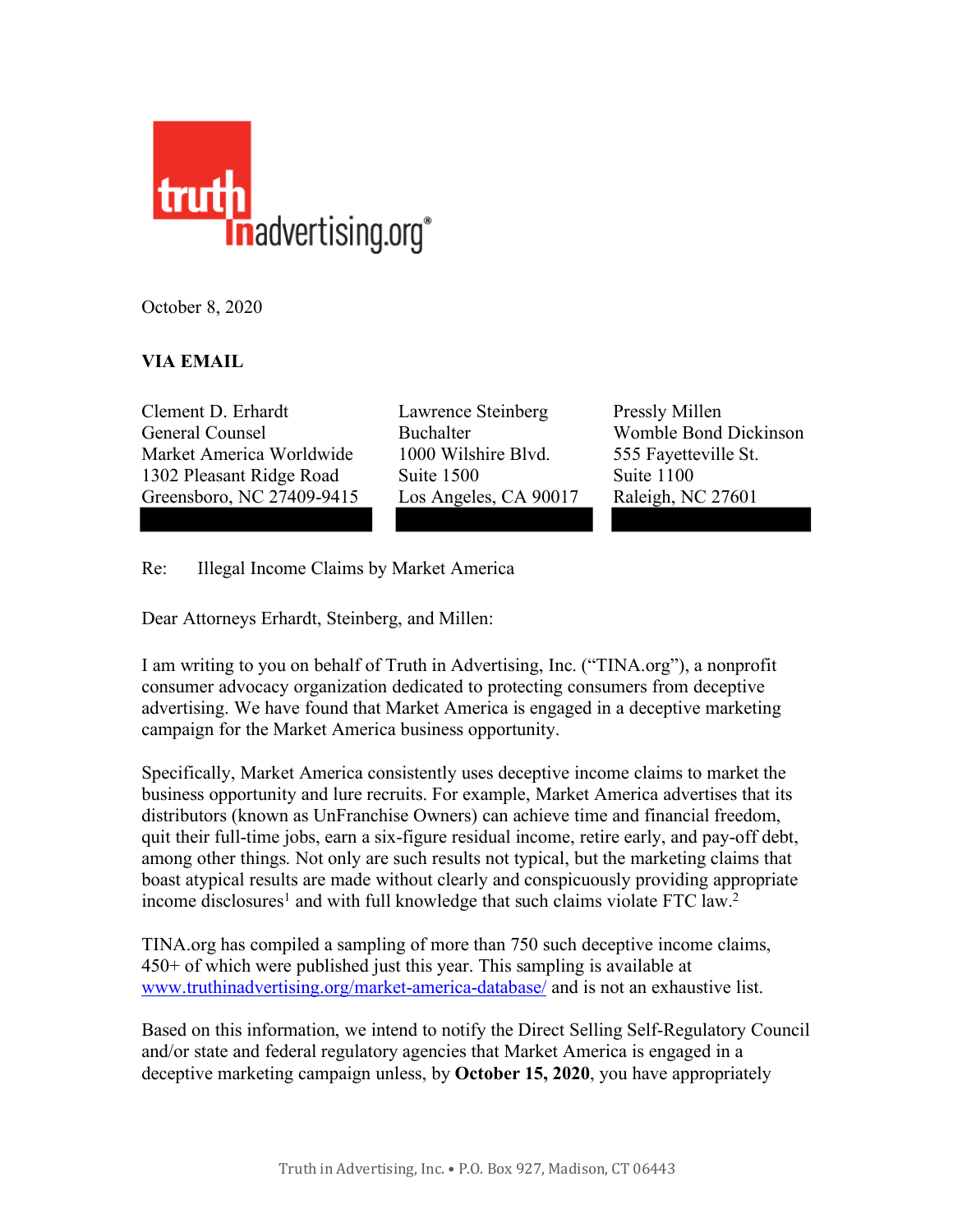October 8, 2020

**VIA EMAIL**

Clement D. Erhardt
General Counsel
Market America Worldwide
1302 Pleasant Ridge Road
Greensboro, NC 27409-9415

Lawrence Steinberg
Buchalter
1000 Wilshire Blvd.
Suite 1500
Los Angeles, CA 90017

Pressly Millen
Womble Bond Dickinson
555 Fayetteville St.
Suite 1100
Raleigh, NC 27601

Re: Illegal Income Claims by Market America

Dear Attorneys Erhardt, Steinberg, and Millen:

I am writing to you on behalf of Truth in Advertising, Inc. ("TINA.org"), a nonprofit consumer advocacy organization dedicated to protecting consumers from deceptive advertising. We have found that Market America is engaged in a deceptive marketing campaign for the Market America business opportunity.

Specifically, Market America consistently uses deceptive income claims to market the business opportunity and lure recruits. For example, Market America advertises that its distributors (known as UnFranchise Owners) can achieve time and financial freedom, quit their full-time jobs, earn a six-figure residual income, retire early, and pay-off debt, among other things. Not only are such results not typical, but the marketing claims that boast atypical results are made without clearly and conspicuously providing appropriate income disclosures[1] and with full knowledge that such claims violate FTC law.[2]

TINA.org has compiled a sampling of more than 750 such deceptive income claims, 450+ of which were published just this year. This sampling is available at www.truthinadvertising.org/market-america-database/ and is not an exhaustive list.

Based on this information, we intend to notify the Direct Selling Self-Regulatory Council and/or state and federal regulatory agencies that Market America is engaged in a deceptive marketing campaign unless, by **October 15, 2020**, you have appropriately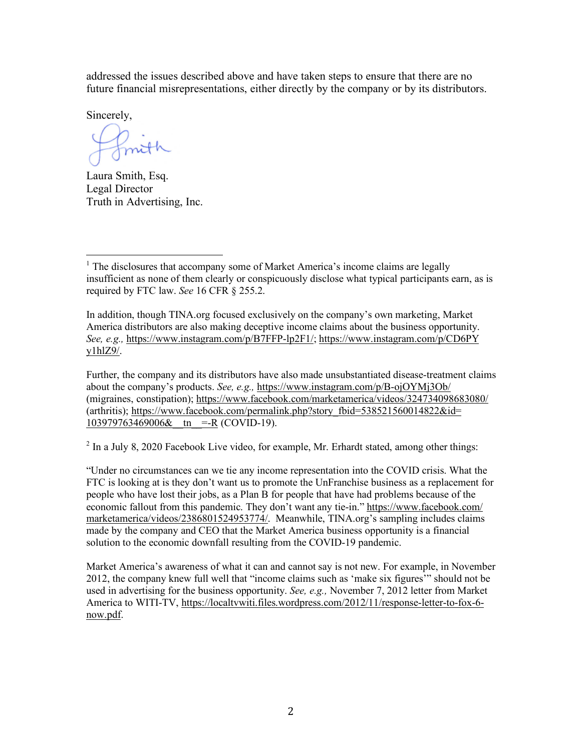addressed the issues described above and have taken steps to ensure that there are no future financial misrepresentations, either directly by the company or by its distributors.

Sincerely,

Laura Smith, Esq.
Legal Director
Truth in Advertising, Inc.

---

[1] The disclosures that accompany some of Market America's income claims are legally insufficient as none of them clearly or conspicuously disclose what typical participants earn, as is required by FTC law. *See* 16 CFR § 255.2.

In addition, though TINA.org focused exclusively on the company's own marketing, Market America distributors are also making deceptive income claims about the business opportunity. *See, e.g.,* https://www.instagram.com/p/B7FFP-lp2F1/; https://www.instagram.com/p/CD6PYy1hlZ9/.

Further, the company and its distributors have also made unsubstantiated disease-treatment claims about the company's products. *See, e.g.,* https://www.instagram.com/p/B-ojOYMj3Ob/ (migraines, constipation); https://www.facebook.com/marketamerica/videos/324734098683080/ (arthritis); https://www.facebook.com/permalink.php?story_fbid=538521560014822&id=103979763469006&__tn__=-R (COVID-19).

[2] In a July 8, 2020 Facebook Live video, for example, Mr. Erhardt stated, among other things:

"Under no circumstances can we tie any income representation into the COVID crisis. What the FTC is looking at is they don't want us to promote the UnFranchise business as a replacement for people who have lost their jobs, as a Plan B for people that have had problems because of the economic fallout from this pandemic. They don't want any tie-in." https://www.facebook.com/marketamerica/videos/2386801524953774/. Meanwhile, TINA.org's sampling includes claims made by the company and CEO that the Market America business opportunity is a financial solution to the economic downfall resulting from the COVID-19 pandemic.

Market America's awareness of what it can and cannot say is not new. For example, in November 2012, the company knew full well that "income claims such as 'make six figures'" should not be used in advertising for the business opportunity. *See, e.g.,* November 7, 2012 letter from Market America to WITI-TV, https://localtvwiti.files.wordpress.com/2012/11/response-letter-to-fox-6-now.pdf.